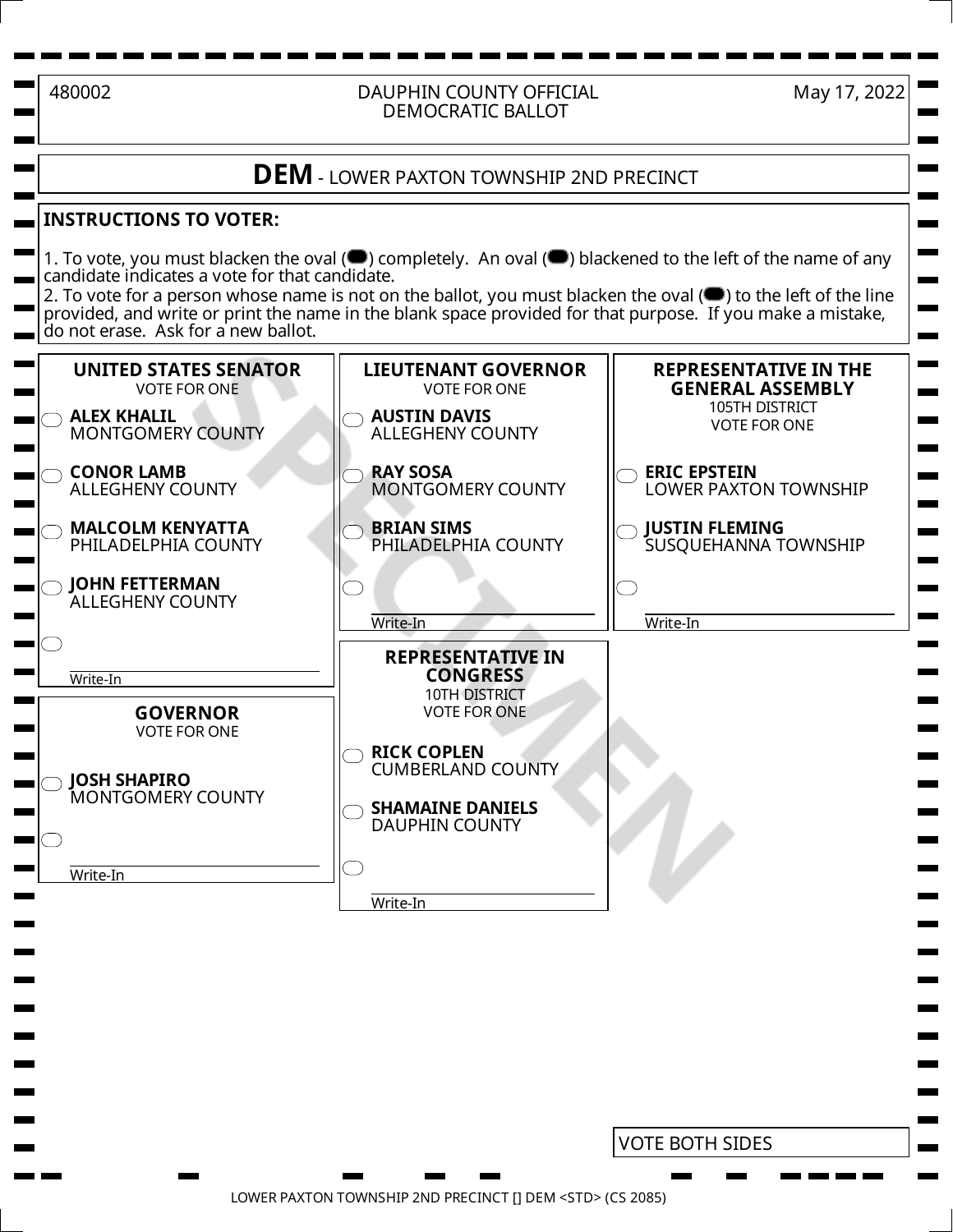480002

DAUPHIN COUNTY OFFICIAL
DEMOCRATIC BALLOT

May 17, 2022

# DEM - LOWER PAXTON TOWNSHIP 2ND PRECINCT

**INSTRUCTIONS TO VOTER:**

1. To vote, you must blacken the oval (⬬) completely. An oval (⬬) blackened to the left of the name of any candidate indicates a vote for that candidate.
2. To vote for a person whose name is not on the ballot, you must blacken the oval (⬬) to the left of the line provided, and write or print the name in the blank space provided for that purpose. If you make a mistake, do not erase. Ask for a new ballot.

## UNITED STATES SENATOR
VOTE FOR ONE

- ⬭ **ALEX KHALIL** MONTGOMERY COUNTY
- ⬭ **CONOR LAMB** ALLEGHENY COUNTY
- ⬭ **MALCOLM KENYATTA** PHILADELPHIA COUNTY
- ⬭ **JOHN FETTERMAN** ALLEGHENY COUNTY
- ⬭ ________ Write-In

## GOVERNOR
VOTE FOR ONE

- ⬭ **JOSH SHAPIRO** MONTGOMERY COUNTY
- ⬭ ________ Write-In

## LIEUTENANT GOVERNOR
VOTE FOR ONE

- ⬭ **AUSTIN DAVIS** ALLEGHENY COUNTY
- ⬭ **RAY SOSA** MONTGOMERY COUNTY
- ⬭ **BRIAN SIMS** PHILADELPHIA COUNTY
- ⬭ ________ Write-In

## REPRESENTATIVE IN CONGRESS
10TH DISTRICT
VOTE FOR ONE

- ⬭ **RICK COPLEN** CUMBERLAND COUNTY
- ⬭ **SHAMAINE DANIELS** DAUPHIN COUNTY
- ⬭ ________ Write-In

## REPRESENTATIVE IN THE GENERAL ASSEMBLY
105TH DISTRICT
VOTE FOR ONE

- ⬭ **ERIC EPSTEIN** LOWER PAXTON TOWNSHIP
- ⬭ **JUSTIN FLEMING** SUSQUEHANNA TOWNSHIP
- ⬭ ________ Write-In

VOTE BOTH SIDES

LOWER PAXTON TOWNSHIP 2ND PRECINCT [] DEM <STD> (CS 2085)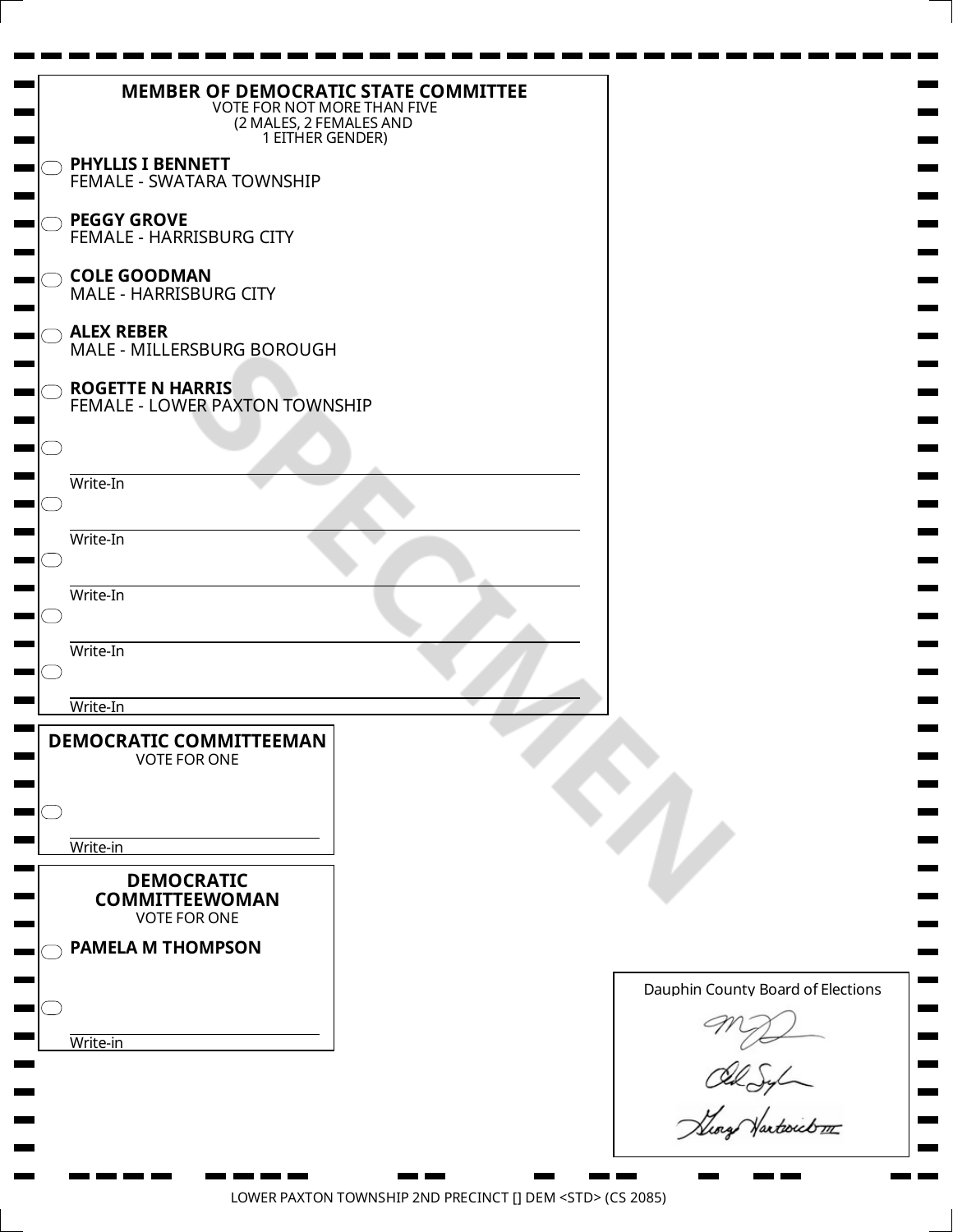## MEMBER OF DEMOCRATIC STATE COMMITTEE

VOTE FOR NOT MORE THAN FIVE
(2 MALES, 2 FEMALES AND
1 EITHER GENDER)

- ⬭ **PHYLLIS I BENNETT**
  FEMALE - SWATARA TOWNSHIP
- ⬭ **PEGGY GROVE**
  FEMALE - HARRISBURG CITY
- ⬭ **COLE GOODMAN**
  MALE - HARRISBURG CITY
- ⬭ **ALEX REBER**
  MALE - MILLERSBURG BOROUGH
- ⬭ **ROGETTE N HARRIS**
  FEMALE - LOWER PAXTON TOWNSHIP
- ⬭ ______________________ Write-In
- ⬭ ______________________ Write-In
- ⬭ ______________________ Write-In
- ⬭ ______________________ Write-In
- ⬭ ______________________ Write-In

## DEMOCRATIC COMMITTEEMAN

VOTE FOR ONE

- ⬭ ______________________ Write-in

## DEMOCRATIC COMMITTEEWOMAN

VOTE FOR ONE

- ⬭ **PAMELA M THOMPSON**
- ⬭ ______________________ Write-in

SPECIMEN

Dauphin County Board of Elections

LOWER PAXTON TOWNSHIP 2ND PRECINCT [] DEM <STD> (CS 2085)